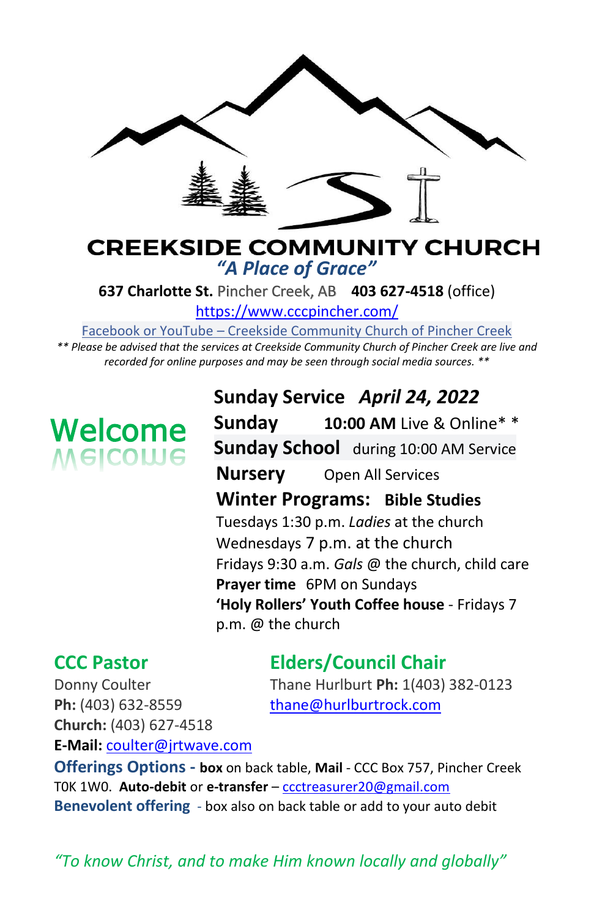# CREEKSIDE COMMUNITY CHURCH

*"A Place of Grace"*

**637 Charlotte St.** Pincher Creek, AB **403 627-4518** (office)

https://www.cccpincher.com/

Facebook or YouTube – Creekside Community Church of Pincher Creek

*** Please be advised that the services at Creekside Community Church of Pincher Creek are live and recorded for online purposes and may be seen through social media sources. ***

## Welcome

**Sunday Service** ***April 24, 2022***

**Sunday** **10:00 AM** Live & Online* *

**Sunday School** during 10:00 AM Service

**Nursery** Open All Services

**Winter Programs: Bible Studies**

Tuesdays 1:30 p.m. *Ladies* at the church

Wednesdays 7 p.m. at the church

Fridays 9:30 a.m. *Gals* @ the church, child care

**Prayer time** 6PM on Sundays

**'Holy Rollers' Youth Coffee house** - Fridays 7 p.m. @ the church

### CCC Pastor

Donny Coulter

**Ph:** (403) 632-8559

**Church:** (403) 627-4518

**E-Mail:** coulter@jrtwave.com

### Elders/Council Chair

Thane Hurlburt **Ph:** 1(403) 382-0123

thane@hurlburtrock.com

**Offerings Options - box** on back table, **Mail** - CCC Box 757, Pincher Creek T0K 1W0. **Auto-debit** or **e-transfer** – ccctreasurer20@gmail.com

**Benevolent offering** - box also on back table or add to your auto debit

*"To know Christ, and to make Him known locally and globally"*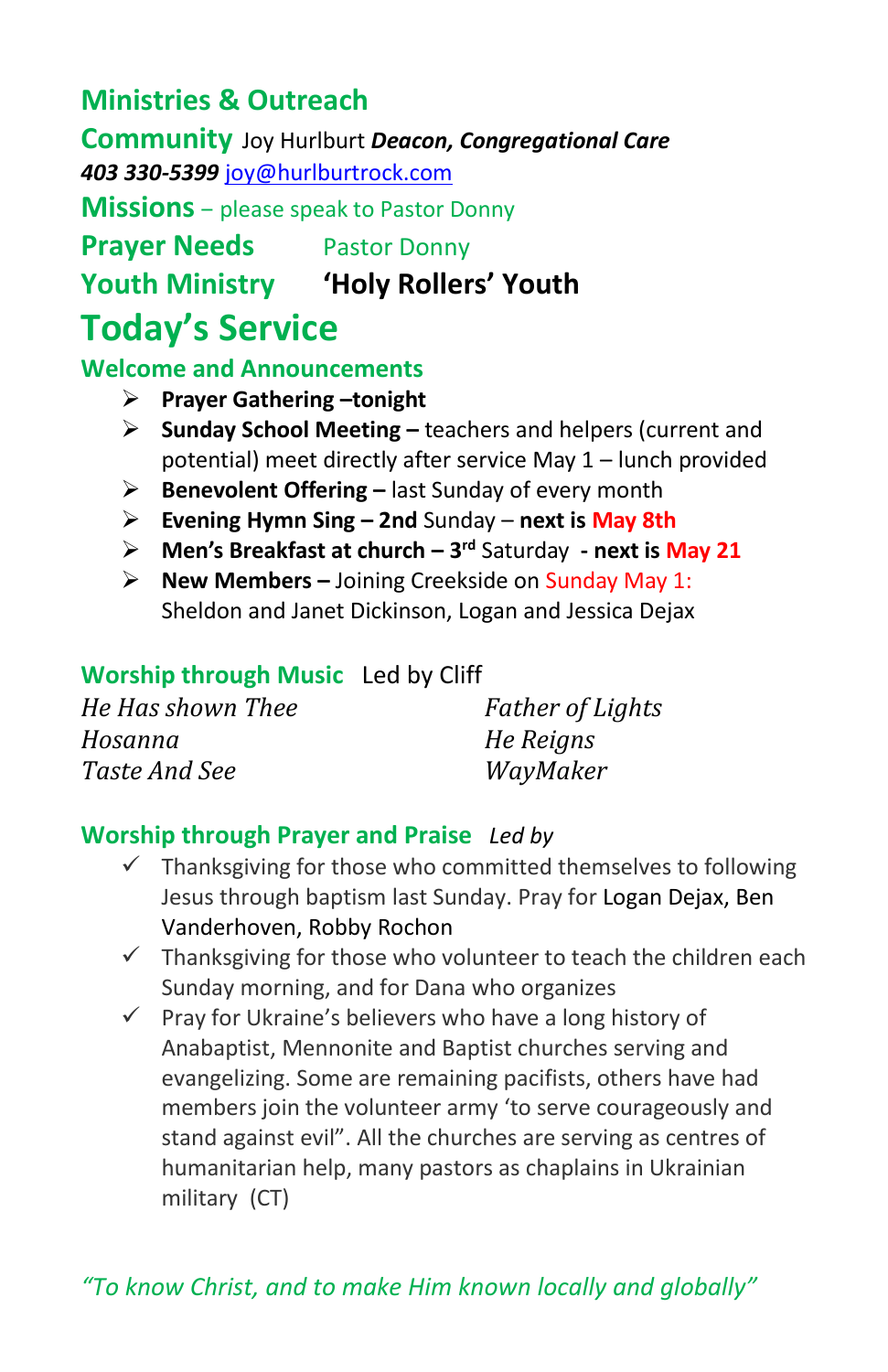## Ministries & Outreach

**Community** Joy Hurlburt ***Deacon, Congregational Care***
***403 330-5399*** joy@hurlburtrock.com

**Missions** – please speak to Pastor Donny

**Prayer Needs** Pastor Donny

**Youth Ministry** **'Holy Rollers' Youth**

# Today's Service

### Welcome and Announcements

- **Prayer Gathering –tonight**
- **Sunday School Meeting –** teachers and helpers (current and potential) meet directly after service May 1 – lunch provided
- **Benevolent Offering –** last Sunday of every month
- **Evening Hymn Sing – 2nd** Sunday – **next is May 8th**
- **Men's Breakfast at church – 3rd** Saturday **- next is May 21**
- **New Members –** Joining Creekside on Sunday May 1: Sheldon and Janet Dickinson, Logan and Jessica Dejax

### Worship through Music Led by Cliff

*He Has shown Thee*
*Hosanna*
*Taste And See*
*Father of Lights*
*He Reigns*
*WayMaker*

### Worship through Prayer and Praise *Led by*

- ✓ Thanksgiving for those who committed themselves to following Jesus through baptism last Sunday. Pray for Logan Dejax, Ben Vanderhoven, Robby Rochon
- ✓ Thanksgiving for those who volunteer to teach the children each Sunday morning, and for Dana who organizes
- ✓ Pray for Ukraine's believers who have a long history of Anabaptist, Mennonite and Baptist churches serving and evangelizing. Some are remaining pacifists, others have had members join the volunteer army 'to serve courageously and stand against evil". All the churches are serving as centres of humanitarian help, many pastors as chaplains in Ukrainian military (CT)

*"To know Christ, and to make Him known locally and globally"*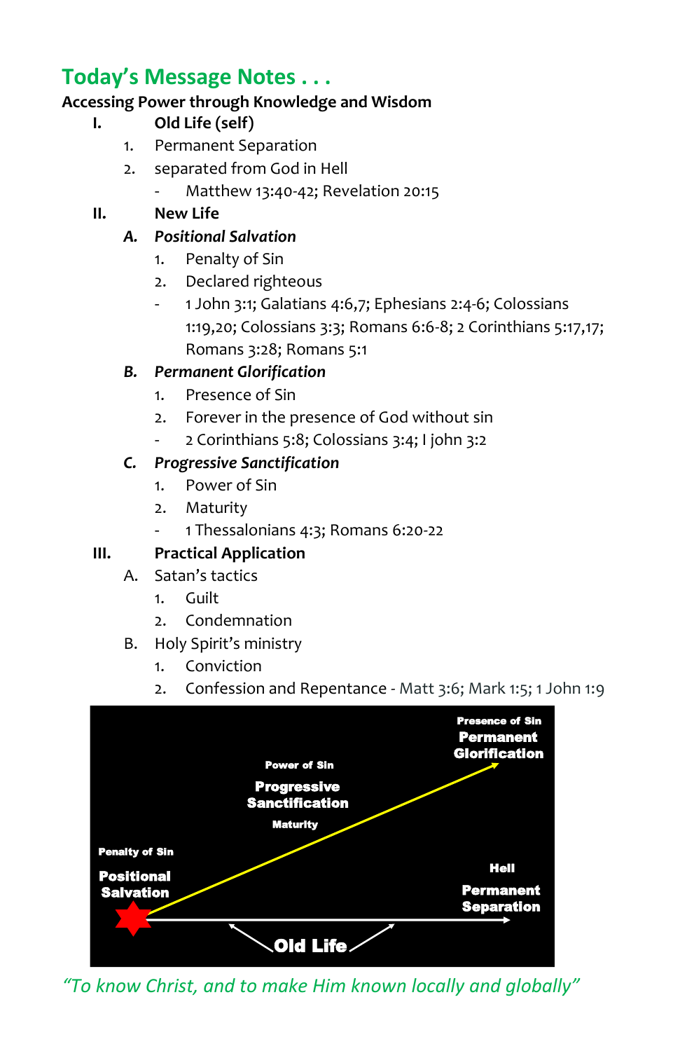## Today's Message Notes . . .

**Accessing Power through Knowledge and Wisdom**

**I. Old Life (self)**

1. Permanent Separation
2. separated from God in Hell
   - Matthew 13:40-42; Revelation 20:15

**II. New Life**

***A. Positional Salvation***

1. Penalty of Sin
2. Declared righteous
   - 1 John 3:1; Galatians 4:6,7; Ephesians 2:4-6; Colossians 1:19,20; Colossians 3:3; Romans 6:6-8; 2 Corinthians 5:17,17; Romans 3:28; Romans 5:1

***B. Permanent Glorification***

1. Presence of Sin
2. Forever in the presence of God without sin
   - 2 Corinthians 5:8; Colossians 3:4; I john 3:2

***C. Progressive Sanctification***

1. Power of Sin
2. Maturity
   - 1 Thessalonians 4:3; Romans 6:20-22

**III. Practical Application**

A. Satan's tactics

1. Guilt
2. Condemnation

B. Holy Spirit's ministry

1. Conviction
2. Confession and Repentance - Matt 3:6; Mark 1:5; 1 John 1:9

Presence of Sin
**Permanent Glorification**

Power of Sin
**Progressive Sanctification**
Maturity

Penalty of Sin
**Positional Salvation**

Hell
**Permanent Separation**

**Old Life**

*"To know Christ, and to make Him known locally and globally"*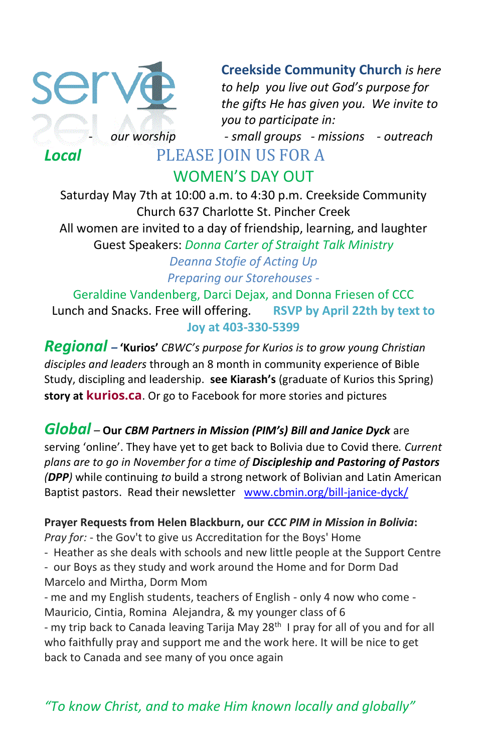serve

**Creekside Community Church** *is here to help you live out God's purpose for the gifts He has given you. We invite to you to participate in:*

*- our worship - small groups - missions - outreach*

## *Local*

## PLEASE JOIN US FOR A WOMEN'S DAY OUT

Saturday May 7th at 10:00 a.m. to 4:30 p.m. Creekside Community Church 637 Charlotte St. Pincher Creek

All women are invited to a day of friendship, learning, and laughter

Guest Speakers: *Donna Carter of Straight Talk Ministry*

*Deanna Stofie of Acting Up*

*Preparing our Storehouses -*

Geraldine Vandenberg, Darci Dejax, and Donna Friesen of CCC

Lunch and Snacks. Free will offering. **RSVP by April 22th by text to Joy at 403-330-5399**

***Regional*** – **'Kurios'** *CBWC's purpose for Kurios is to grow young Christian disciples and leaders* through an 8 month in community experience of Bible Study, discipling and leadership. **see Kiarash's** (graduate of Kurios this Spring) **story at kurios.ca**. Or go to Facebook for more stories and pictures

***Global*** – **Our *CBM Partners in Mission (PIM's) Bill and Janice Dyck*** are serving 'online'. They have yet to get back to Bolivia due to Covid there*. Current plans are to go in November for a time of* ***Discipleship and Pastoring of Pastors (DPP)*** while continuing *to* build a strong network of Bolivian and Latin American Baptist pastors. Read their newsletter www.cbmin.org/bill-janice-dyck/

**Prayer Requests from Helen Blackburn, our *CCC PIM in Mission in Bolivia*:**

*Pray for:* - the Gov't to give us Accreditation for the Boys' Home

- Heather as she deals with schools and new little people at the Support Centre
- our Boys as they study and work around the Home and for Dorm Dad Marcelo and Mirtha, Dorm Mom
- me and my English students, teachers of English - only 4 now who come - Mauricio, Cintia, Romina Alejandra, & my younger class of 6
- my trip back to Canada leaving Tarija May 28th I pray for all of you and for all who faithfully pray and support me and the work here. It will be nice to get back to Canada and see many of you once again

*"To know Christ, and to make Him known locally and globally"*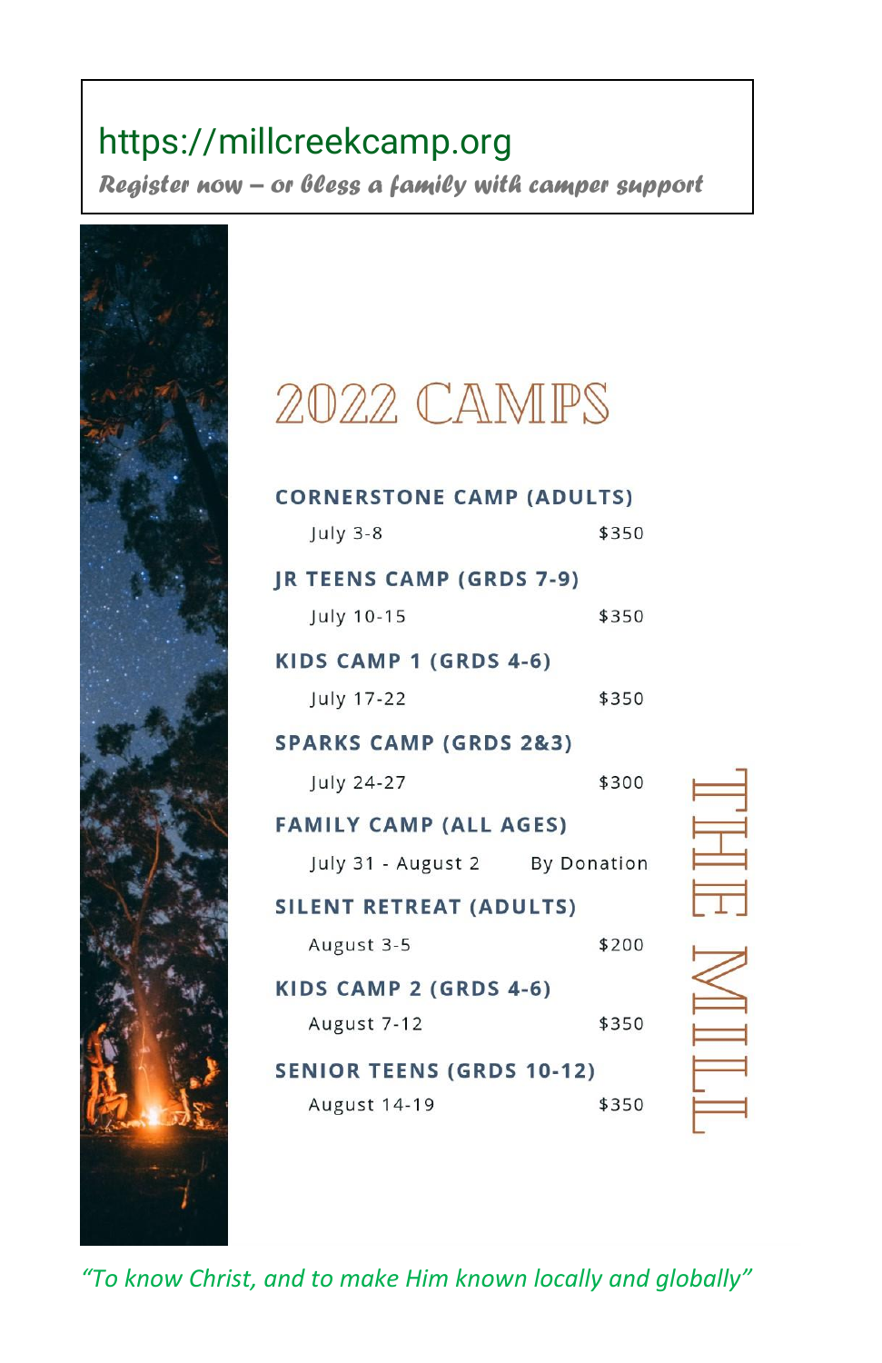https://millcreekcamp.org

*Register now – or bless a family with camper support*

# 2022 CAMPS

**CORNERSTONE CAMP (ADULTS)**

July 3-8 — $350

**JR TEENS CAMP (GRDS 7-9)**

July 10-15 — $350

**KIDS CAMP 1 (GRDS 4-6)**

July 17-22 — $350

**SPARKS CAMP (GRDS 2&3)**

July 24-27 — $300

**FAMILY CAMP (ALL AGES)**

July 31 - August 2 — By Donation

**SILENT RETREAT (ADULTS)**

August 3-5 — $200

**KIDS CAMP 2 (GRDS 4-6)**

August 7-12 — $350

**SENIOR TEENS (GRDS 10-12)**

August 14-19 — $350

THE MILL

*"To know Christ, and to make Him known locally and globally"*